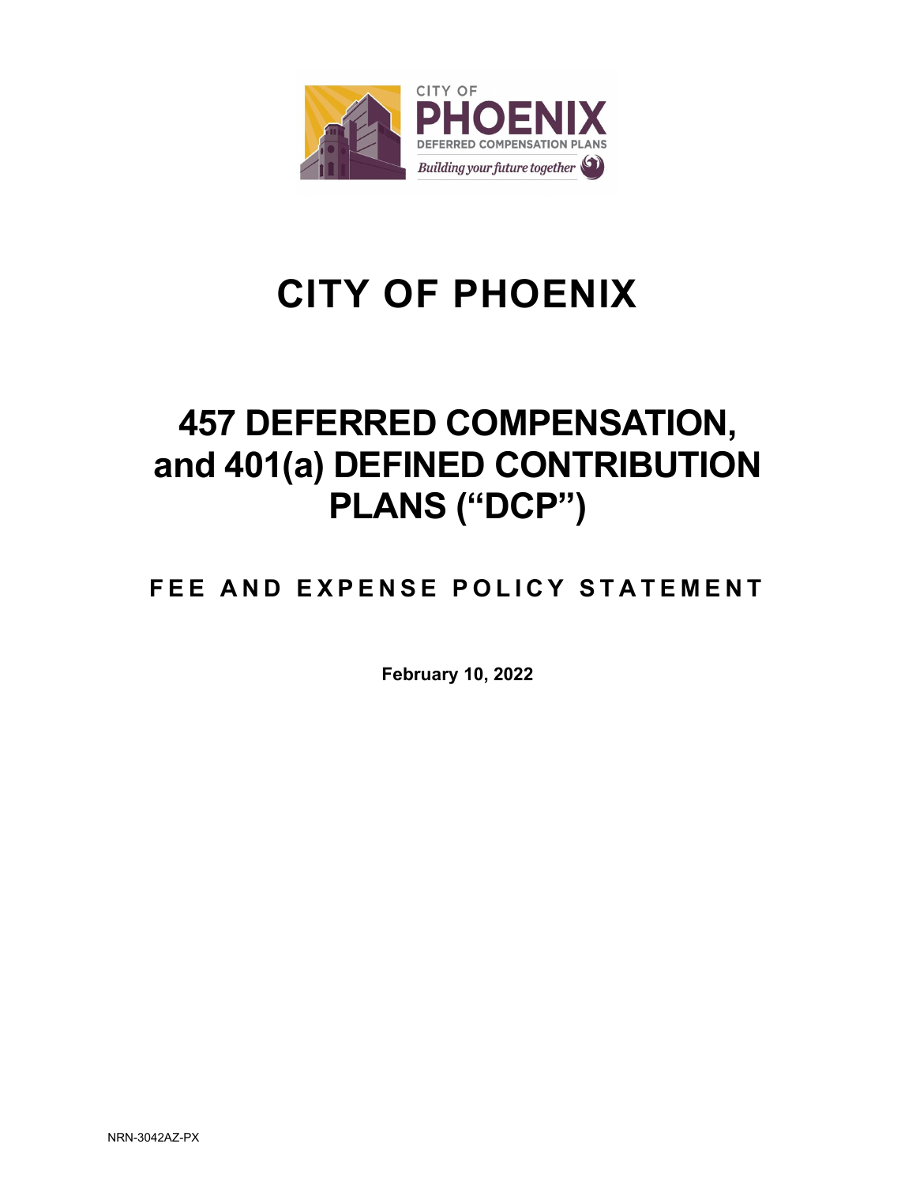CITY OF

PHOENIX

DEFERRED COMPENSATION PLANS

*Building your future together*

# CITY OF PHOENIX

# 457 DEFERRED COMPENSATION, and 401(*a*) DEFINED CONTRIBUTION PLANS ("DCP")

## FEE AND EXPENSE POLICY STATEMENT

**February 10, 2022**

NRN-3042AZ-PX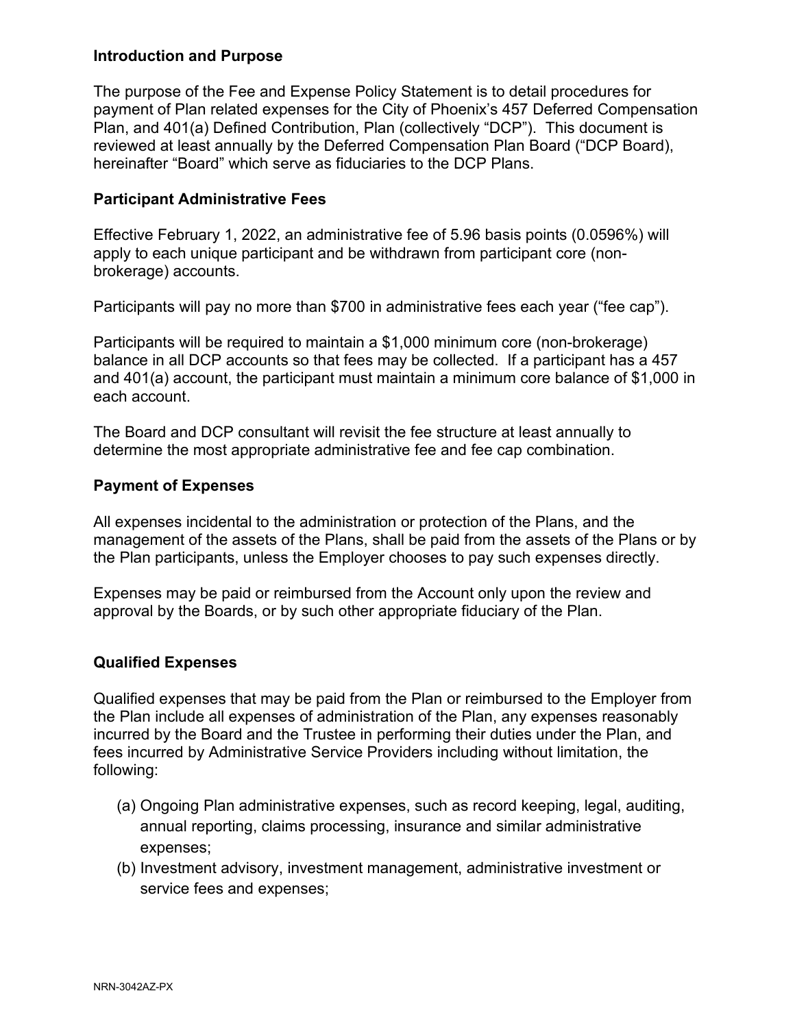## Introduction and Purpose

The purpose of the Fee and Expense Policy Statement is to detail procedures for payment of Plan related expenses for the City of Phoenix's 457 Deferred Compensation Plan, and 401(a) Defined Contribution, Plan (collectively "DCP"). This document is reviewed at least annually by the Deferred Compensation Plan Board ("DCP Board), hereinafter "Board" which serve as fiduciaries to the DCP Plans.

## Participant Administrative Fees

Effective February 1, 2022, an administrative fee of 5.96 basis points (0.0596%) will apply to each unique participant and be withdrawn from participant core (non-brokerage) accounts.

Participants will pay no more than $700 in administrative fees each year ("fee cap").

Participants will be required to maintain a $1,000 minimum core (non-brokerage) balance in all DCP accounts so that fees may be collected. If a participant has a 457 and 401(a) account, the participant must maintain a minimum core balance of $1,000 in each account.

The Board and DCP consultant will revisit the fee structure at least annually to determine the most appropriate administrative fee and fee cap combination.

## Payment of Expenses

All expenses incidental to the administration or protection of the Plans, and the management of the assets of the Plans, shall be paid from the assets of the Plans or by the Plan participants, unless the Employer chooses to pay such expenses directly.

Expenses may be paid or reimbursed from the Account only upon the review and approval by the Boards, or by such other appropriate fiduciary of the Plan.

## Qualified Expenses

Qualified expenses that may be paid from the Plan or reimbursed to the Employer from the Plan include all expenses of administration of the Plan, any expenses reasonably incurred by the Board and the Trustee in performing their duties under the Plan, and fees incurred by Administrative Service Providers including without limitation, the following:

(a) Ongoing Plan administrative expenses, such as record keeping, legal, auditing, annual reporting, claims processing, insurance and similar administrative expenses;
(b) Investment advisory, investment management, administrative investment or service fees and expenses;

NRN-3042AZ-PX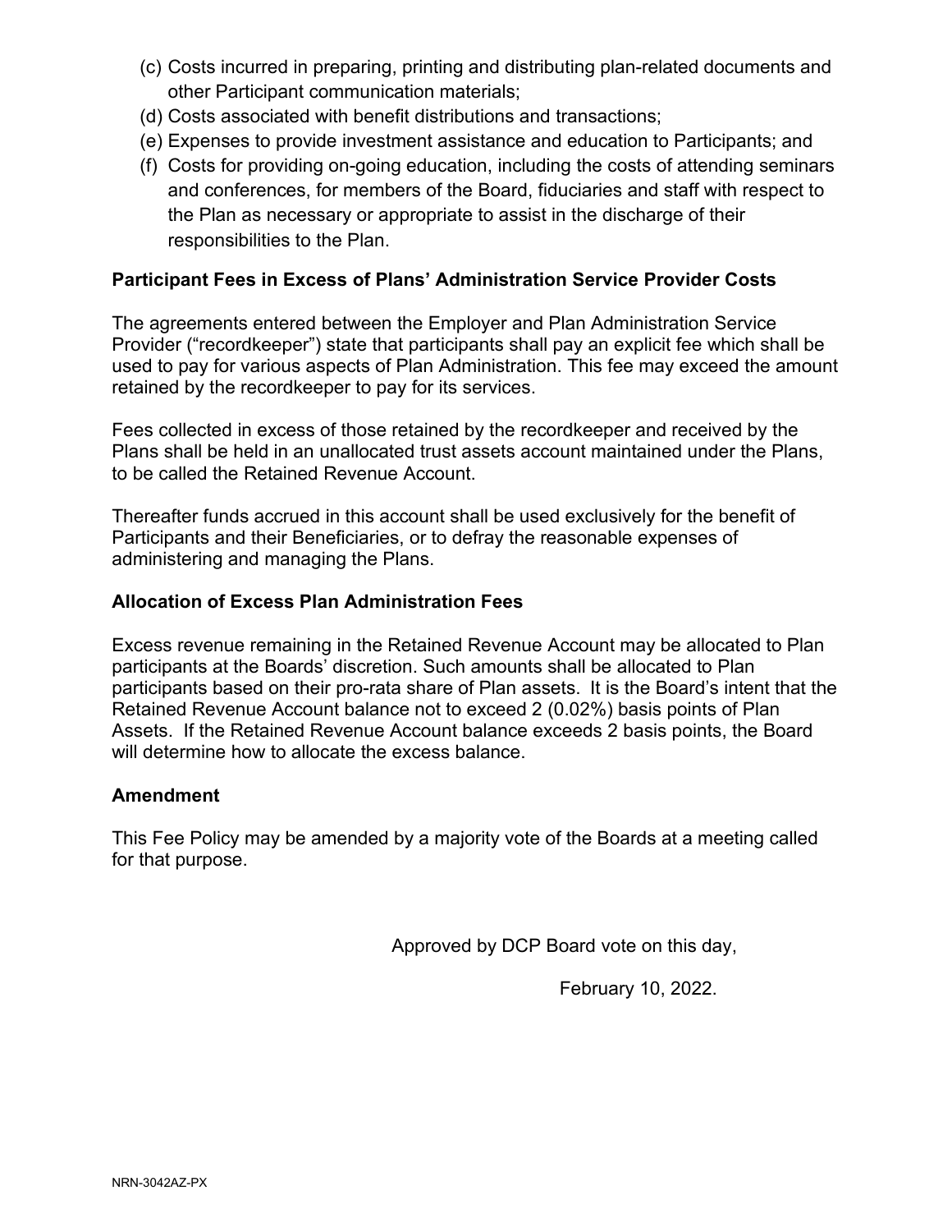(c) Costs incurred in preparing, printing and distributing plan-related documents and other Participant communication materials;
(d) Costs associated with benefit distributions and transactions;
(e) Expenses to provide investment assistance and education to Participants; and
(f) Costs for providing on-going education, including the costs of attending seminars and conferences, for members of the Board, fiduciaries and staff with respect to the Plan as necessary or appropriate to assist in the discharge of their responsibilities to the Plan.

**Participant Fees in Excess of Plans' Administration Service Provider Costs**

The agreements entered between the Employer and Plan Administration Service Provider ("recordkeeper") state that participants shall pay an explicit fee which shall be used to pay for various aspects of Plan Administration. This fee may exceed the amount retained by the recordkeeper to pay for its services.

Fees collected in excess of those retained by the recordkeeper and received by the Plans shall be held in an unallocated trust assets account maintained under the Plans, to be called the Retained Revenue Account.

Thereafter funds accrued in this account shall be used exclusively for the benefit of Participants and their Beneficiaries, or to defray the reasonable expenses of administering and managing the Plans.

**Allocation of Excess Plan Administration Fees**

Excess revenue remaining in the Retained Revenue Account may be allocated to Plan participants at the Boards' discretion. Such amounts shall be allocated to Plan participants based on their pro-rata share of Plan assets. It is the Board's intent that the Retained Revenue Account balance not to exceed 2 (0.02%) basis points of Plan Assets. If the Retained Revenue Account balance exceeds 2 basis points, the Board will determine how to allocate the excess balance.

**Amendment**

This Fee Policy may be amended by a majority vote of the Boards at a meeting called for that purpose.

Approved by DCP Board vote on this day,

February 10, 2022.

NRN-3042AZ-PX